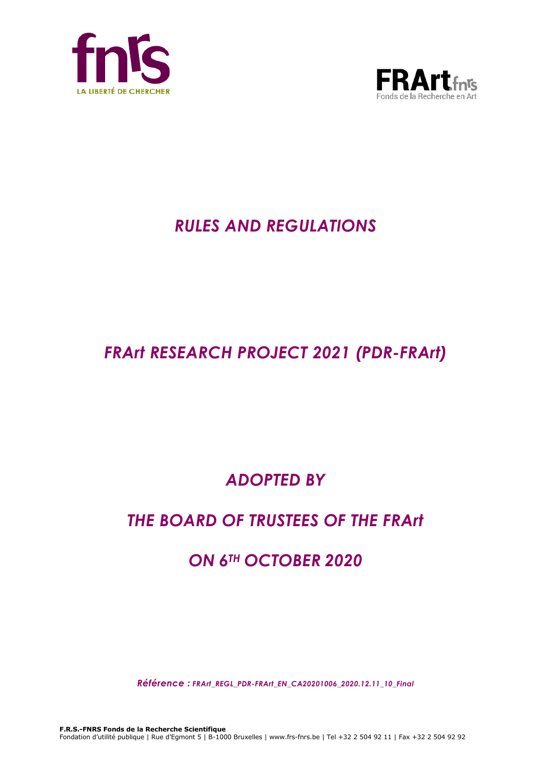# *RULES AND REGULATIONS*

# *FRArt RESEARCH PROJECT 2021 (PDR-FRArt)*

## *ADOPTED BY*

## *THE BOARD OF TRUSTEES OF THE FRArt*

## *ON 6TH OCTOBER 2020*

*Référence : FRArt_REGL_PDR-FRArt_EN_CA20201006_2020.12.11_10_Final*

**F.R.S.-FNRS Fonds de la Recherche Scientifique**
Fondation d'utilité publique | Rue d'Egmont 5 | B-1000 Bruxelles | www.frs-fnrs.be | Tel +32 2 504 92 11 | Fax +32 2 504 92 92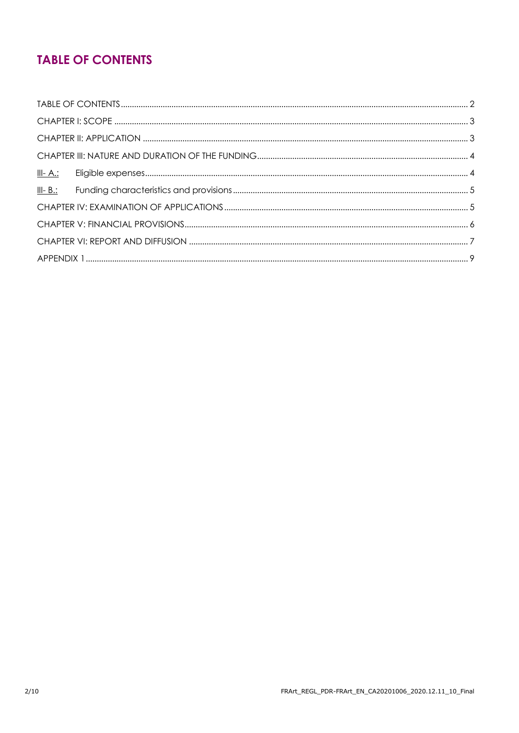# TABLE OF CONTENTS

TABLE OF CONTENTS ........ 2

CHAPTER I: SCOPE ........ 3

CHAPTER II: APPLICATION ........ 3

CHAPTER III: NATURE AND DURATION OF THE FUNDING ........ 4

III- A.: Eligible expenses ........ 4

III- B.: Funding characteristics and provisions ........ 5

CHAPTER IV: EXAMINATION OF APPLICATIONS ........ 5

CHAPTER V: FINANCIAL PROVISIONS ........ 6

CHAPTER VI: REPORT AND DIFFUSION ........ 7

APPENDIX 1 ........ 9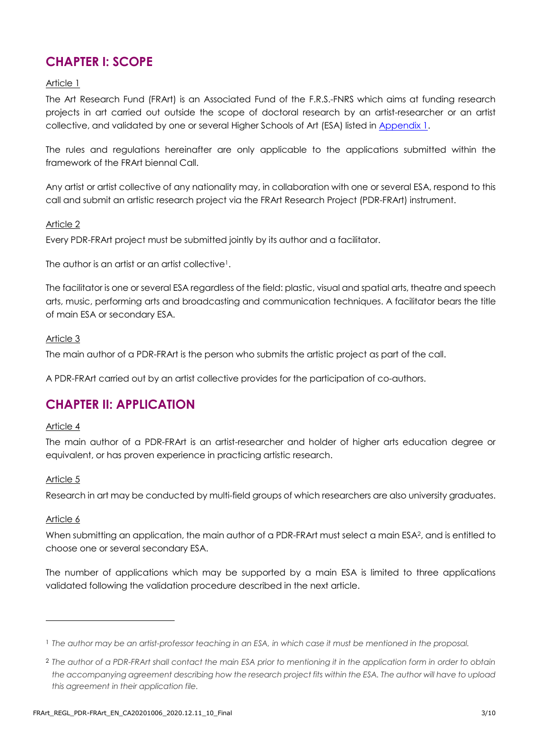## CHAPTER I: SCOPE

Article 1

The Art Research Fund (FRArt) is an Associated Fund of the F.R.S.-FNRS which aims at funding research projects in art carried out outside the scope of doctoral research by an artist-researcher or an artist collective, and validated by one or several Higher Schools of Art (ESA) listed in Appendix 1.

The rules and regulations hereinafter are only applicable to the applications submitted within the framework of the FRArt biennal Call.

Any artist or artist collective of any nationality may, in collaboration with one or several ESA, respond to this call and submit an artistic research project via the FRArt Research Project (PDR-FRArt) instrument.

Article 2

Every PDR-FRArt project must be submitted jointly by its author and a facilitator.

The author is an artist or an artist collective[1].

The facilitator is one or several ESA regardless of the field: plastic, visual and spatial arts, theatre and speech arts, music, performing arts and broadcasting and communication techniques. A facilitator bears the title of main ESA or secondary ESA.

Article 3

The main author of a PDR-FRArt is the person who submits the artistic project as part of the call.

A PDR-FRArt carried out by an artist collective provides for the participation of co-authors.

## CHAPTER II: APPLICATION

Article 4

The main author of a PDR-FRArt is an artist-researcher and holder of higher arts education degree or equivalent, or has proven experience in practicing artistic research.

Article 5

Research in art may be conducted by multi-field groups of which researchers are also university graduates.

Article 6

When submitting an application, the main author of a PDR-FRArt must select a main ESA[2], and is entitled to choose one or several secondary ESA.

The number of applications which may be supported by a main ESA is limited to three applications validated following the validation procedure described in the next article.

---

[1] *The author may be an artist-professor teaching in an ESA, in which case it must be mentioned in the proposal.*

[2] *The author of a PDR-FRArt shall contact the main ESA prior to mentioning it in the application form in order to obtain the accompanying agreement describing how the research project fits within the ESA. The author will have to upload this agreement in their application file.*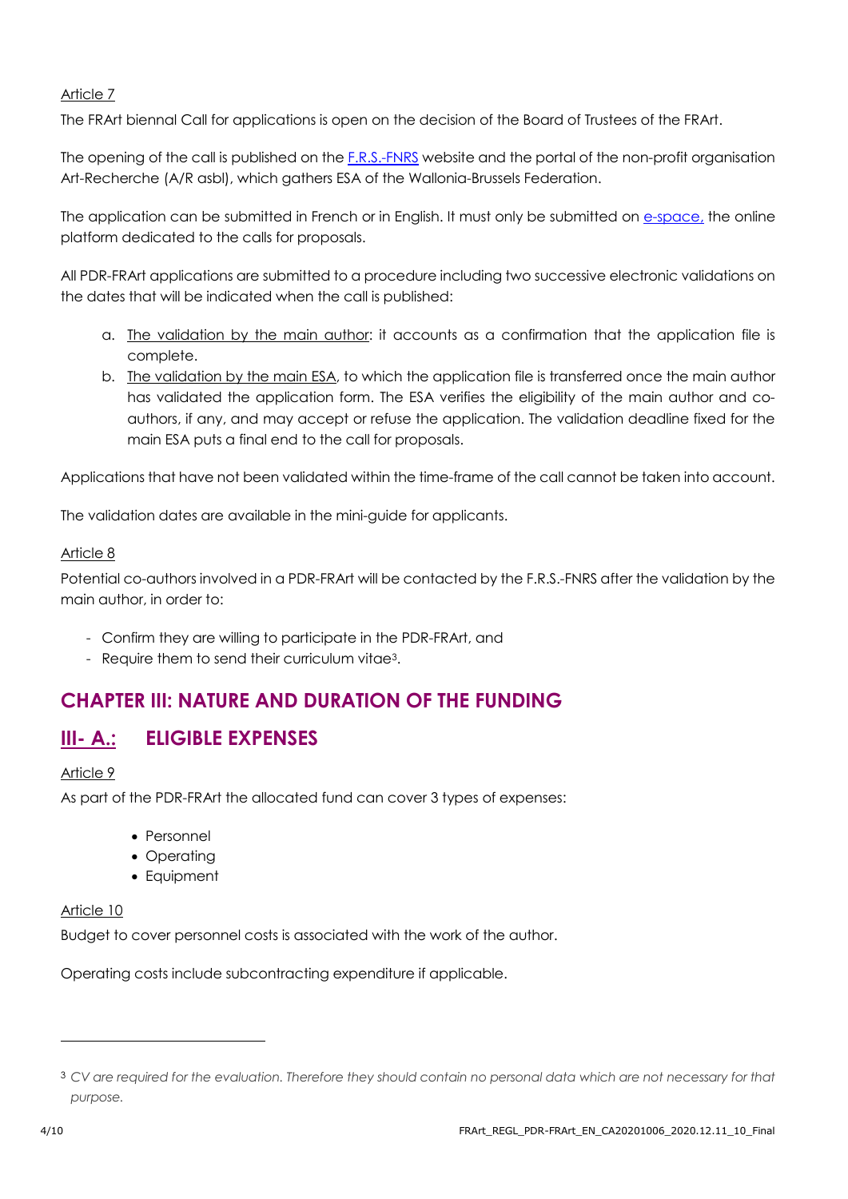Article 7

The FRArt biennal Call for applications is open on the decision of the Board of Trustees of the FRArt.

The opening of the call is published on the [F.R.S.-FNRS](F.R.S.-FNRS) website and the portal of the non-profit organisation Art-Recherche (A/R asbl), which gathers ESA of the Wallonia-Brussels Federation.

The application can be submitted in French or in English. It must only be submitted on [e-space,](e-space) the online platform dedicated to the calls for proposals.

All PDR-FRArt applications are submitted to a procedure including two successive electronic validations on the dates that will be indicated when the call is published:

a. The validation by the main author: it accounts as a confirmation that the application file is complete.
b. The validation by the main ESA, to which the application file is transferred once the main author has validated the application form. The ESA verifies the eligibility of the main author and co-authors, if any, and may accept or refuse the application. The validation deadline fixed for the main ESA puts a final end to the call for proposals.

Applications that have not been validated within the time-frame of the call cannot be taken into account.

The validation dates are available in the mini-guide for applicants.

Article 8

Potential co-authors involved in a PDR-FRArt will be contacted by the F.R.S.-FNRS after the validation by the main author, in order to:

- Confirm they are willing to participate in the PDR-FRArt, and
- Require them to send their curriculum vitae[3].

## CHAPTER III: NATURE AND DURATION OF THE FUNDING

### III- A.: ELIGIBLE EXPENSES

Article 9

As part of the PDR-FRArt the allocated fund can cover 3 types of expenses:

- Personnel
- Operating
- Equipment

Article 10

Budget to cover personnel costs is associated with the work of the author.

Operating costs include subcontracting expenditure if applicable.

---

[3] *CV are required for the evaluation. Therefore they should contain no personal data which are not necessary for that purpose.*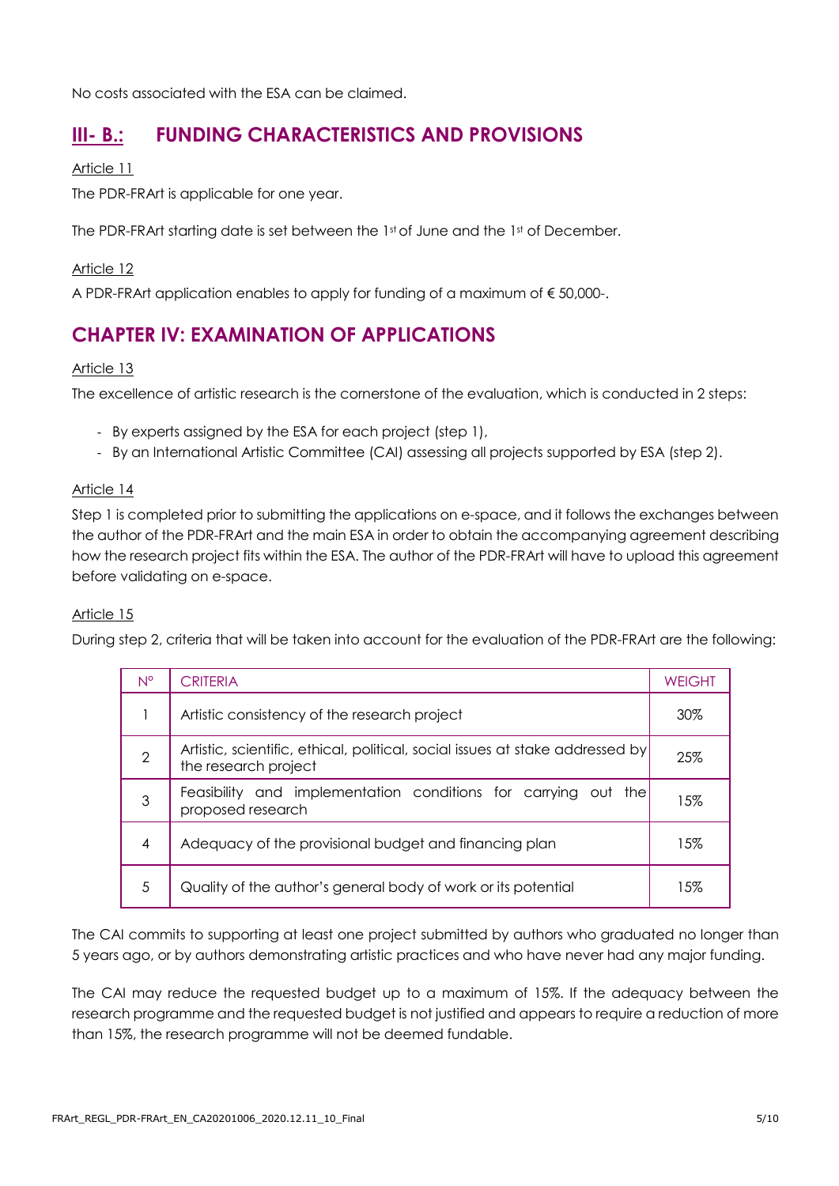No costs associated with the ESA can be claimed.

## III- B.: FUNDING CHARACTERISTICS AND PROVISIONS

Article 11

The PDR-FRArt is applicable for one year.

The PDR-FRArt starting date is set between the 1st of June and the 1st of December.

Article 12

A PDR-FRArt application enables to apply for funding of a maximum of € 50,000-.

## CHAPTER IV: EXAMINATION OF APPLICATIONS

Article 13

The excellence of artistic research is the cornerstone of the evaluation, which is conducted in 2 steps:

- By experts assigned by the ESA for each project (step 1),
- By an International Artistic Committee (CAI) assessing all projects supported by ESA (step 2).

Article 14

Step 1 is completed prior to submitting the applications on e-space, and it follows the exchanges between the author of the PDR-FRArt and the main ESA in order to obtain the accompanying agreement describing how the research project fits within the ESA. The author of the PDR-FRArt will have to upload this agreement before validating on e-space.

Article 15

During step 2, criteria that will be taken into account for the evaluation of the PDR-FRArt are the following:

| N° | CRITERIA | WEIGHT |
|---|---|---|
| 1 | Artistic consistency of the research project | 30% |
| 2 | Artistic, scientific, ethical, political, social issues at stake addressed by the research project | 25% |
| 3 | Feasibility and implementation conditions for carrying out the proposed research | 15% |
| 4 | Adequacy of the provisional budget and financing plan | 15% |
| 5 | Quality of the author's general body of work or its potential | 15% |

The CAI commits to supporting at least one project submitted by authors who graduated no longer than 5 years ago, or by authors demonstrating artistic practices and who have never had any major funding.

The CAI may reduce the requested budget up to a maximum of 15%. If the adequacy between the research programme and the requested budget is not justified and appears to require a reduction of more than 15%, the research programme will not be deemed fundable.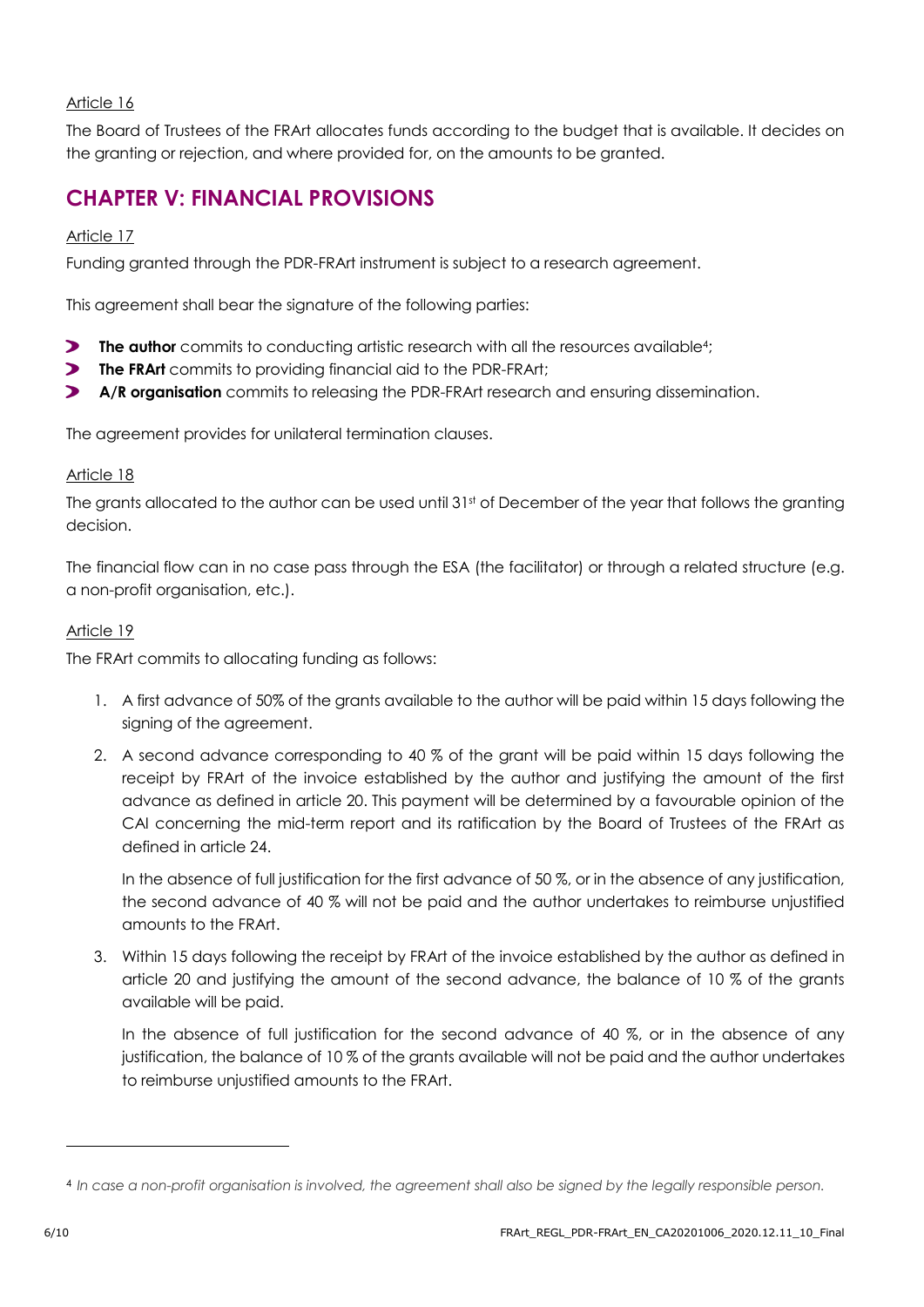Article 16

The Board of Trustees of the FRArt allocates funds according to the budget that is available. It decides on the granting or rejection, and where provided for, on the amounts to be granted.

## CHAPTER V: FINANCIAL PROVISIONS

Article 17

Funding granted through the PDR-FRArt instrument is subject to a research agreement.

This agreement shall bear the signature of the following parties:

- **The author** commits to conducting artistic research with all the resources available[4];
- **The FRArt** commits to providing financial aid to the PDR-FRArt;
- **A/R organisation** commits to releasing the PDR-FRArt research and ensuring dissemination.

The agreement provides for unilateral termination clauses.

Article 18

The grants allocated to the author can be used until 31st of December of the year that follows the granting decision.

The financial flow can in no case pass through the ESA (the facilitator) or through a related structure (e.g. a non-profit organisation, etc.).

Article 19

The FRArt commits to allocating funding as follows:

1. A first advance of 50% of the grants available to the author will be paid within 15 days following the signing of the agreement.
2. A second advance corresponding to 40 % of the grant will be paid within 15 days following the receipt by FRArt of the invoice established by the author and justifying the amount of the first advance as defined in article 20. This payment will be determined by a favourable opinion of the CAI concerning the mid-term report and its ratification by the Board of Trustees of the FRArt as defined in article 24.

   In the absence of full justification for the first advance of 50 %, or in the absence of any justification, the second advance of 40 % will not be paid and the author undertakes to reimburse unjustified amounts to the FRArt.
3. Within 15 days following the receipt by FRArt of the invoice established by the author as defined in article 20 and justifying the amount of the second advance, the balance of 10 % of the grants available will be paid.

   In the absence of full justification for the second advance of 40 %, or in the absence of any justification, the balance of 10 % of the grants available will not be paid and the author undertakes to reimburse unjustified amounts to the FRArt.

---

[4] *In case a non-profit organisation is involved, the agreement shall also be signed by the legally responsible person.*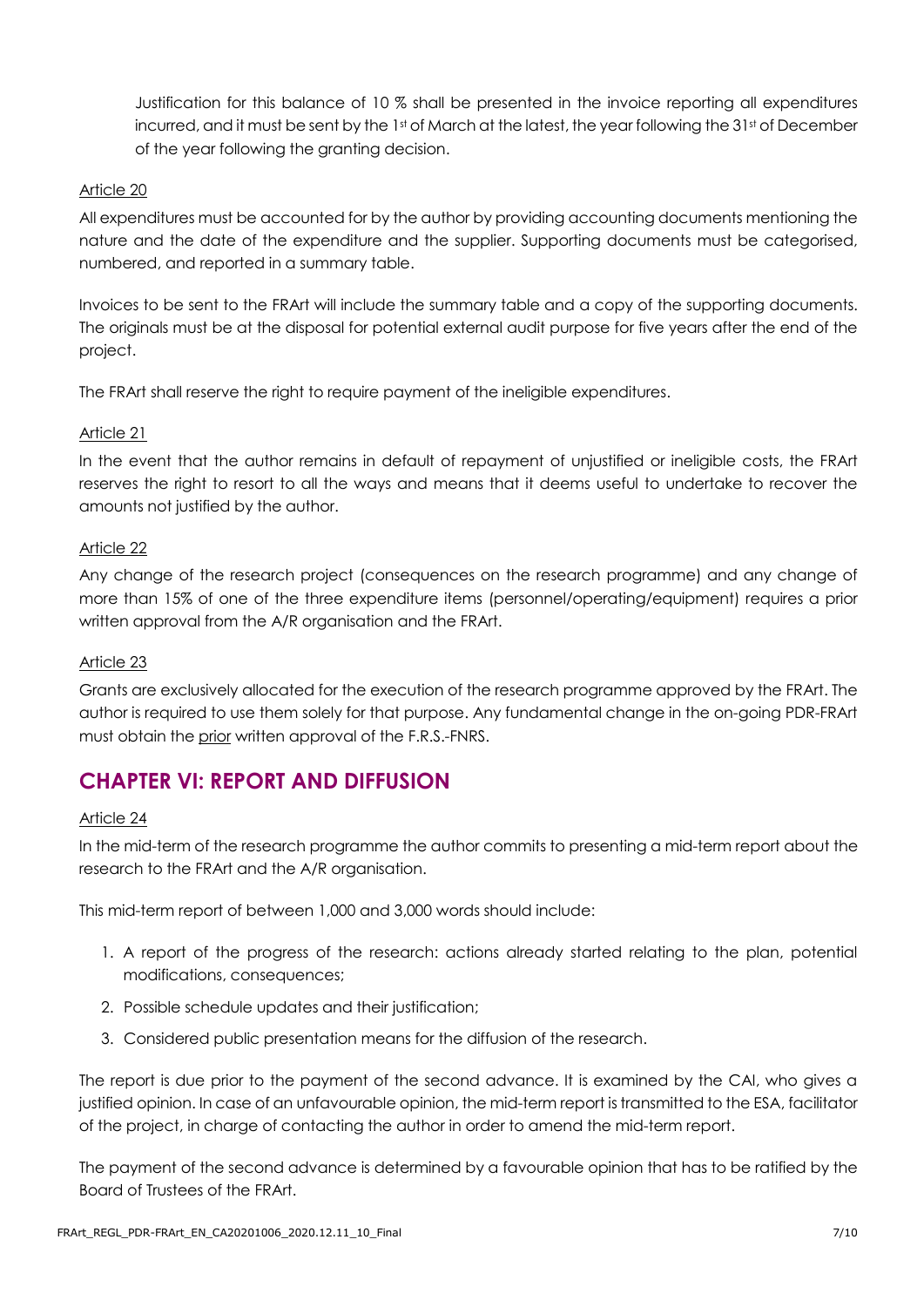Justification for this balance of 10 % shall be presented in the invoice reporting all expenditures incurred, and it must be sent by the 1st of March at the latest, the year following the 31st of December of the year following the granting decision.

Article 20

All expenditures must be accounted for by the author by providing accounting documents mentioning the nature and the date of the expenditure and the supplier. Supporting documents must be categorised, numbered, and reported in a summary table.

Invoices to be sent to the FRArt will include the summary table and a copy of the supporting documents. The originals must be at the disposal for potential external audit purpose for five years after the end of the project.

The FRArt shall reserve the right to require payment of the ineligible expenditures.

Article 21

In the event that the author remains in default of repayment of unjustified or ineligible costs, the FRArt reserves the right to resort to all the ways and means that it deems useful to undertake to recover the amounts not justified by the author.

Article 22

Any change of the research project (consequences on the research programme) and any change of more than 15% of one of the three expenditure items (personnel/operating/equipment) requires a prior written approval from the A/R organisation and the FRArt.

Article 23

Grants are exclusively allocated for the execution of the research programme approved by the FRArt. The author is required to use them solely for that purpose. Any fundamental change in the on-going PDR-FRArt must obtain the prior written approval of the F.R.S.-FNRS.

## CHAPTER VI: REPORT AND DIFFUSION

Article 24

In the mid-term of the research programme the author commits to presenting a mid-term report about the research to the FRArt and the A/R organisation.

This mid-term report of between 1,000 and 3,000 words should include:

1. A report of the progress of the research: actions already started relating to the plan, potential modifications, consequences;
2. Possible schedule updates and their justification;
3. Considered public presentation means for the diffusion of the research.

The report is due prior to the payment of the second advance. It is examined by the CAI, who gives a justified opinion. In case of an unfavourable opinion, the mid-term report is transmitted to the ESA, facilitator of the project, in charge of contacting the author in order to amend the mid-term report.

The payment of the second advance is determined by a favourable opinion that has to be ratified by the Board of Trustees of the FRArt.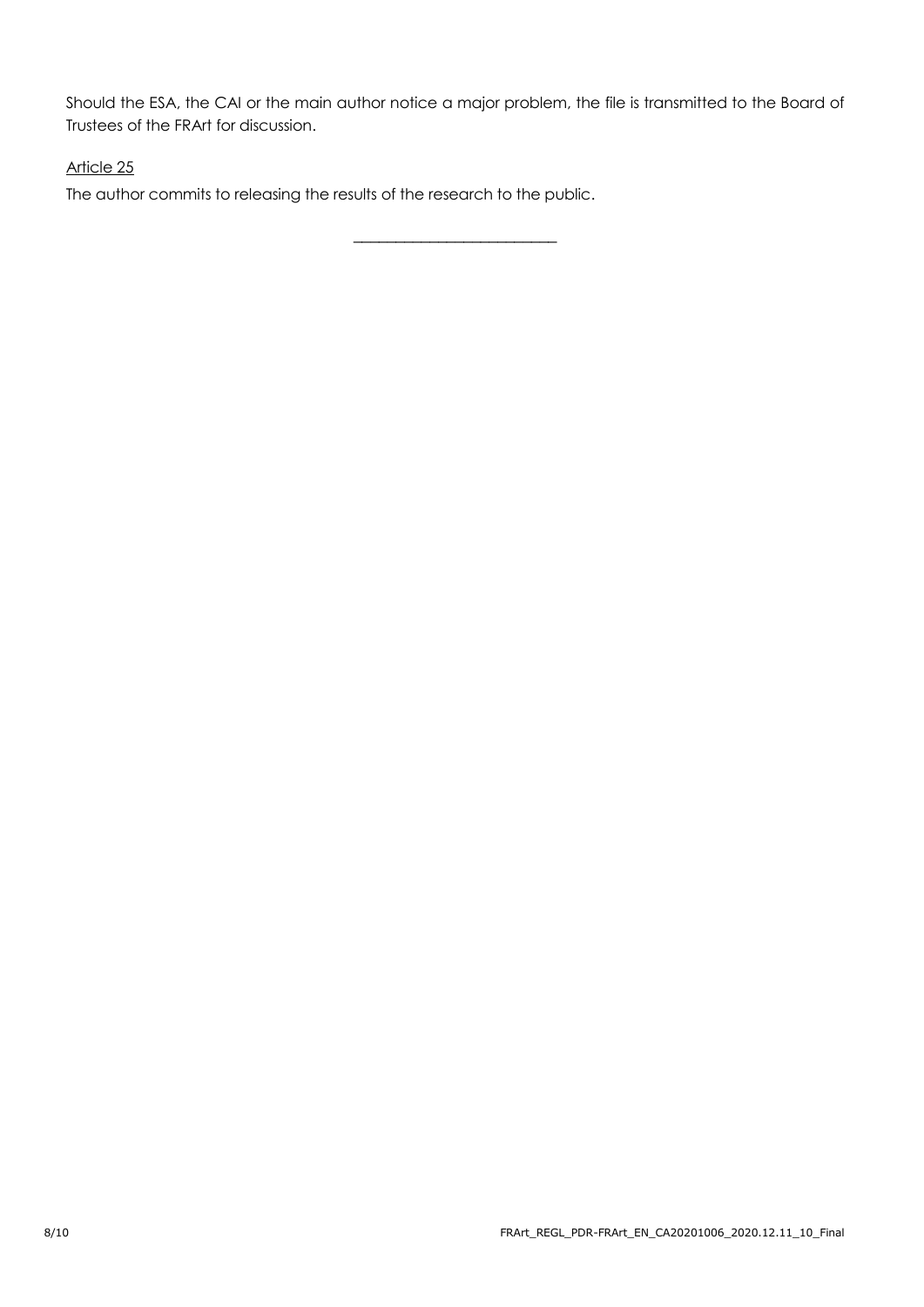Should the ESA, the CAI or the main author notice a major problem, the file is transmitted to the Board of Trustees of the FRArt for discussion.

<u>Article 25</u>

The author commits to releasing the results of the research to the public.

---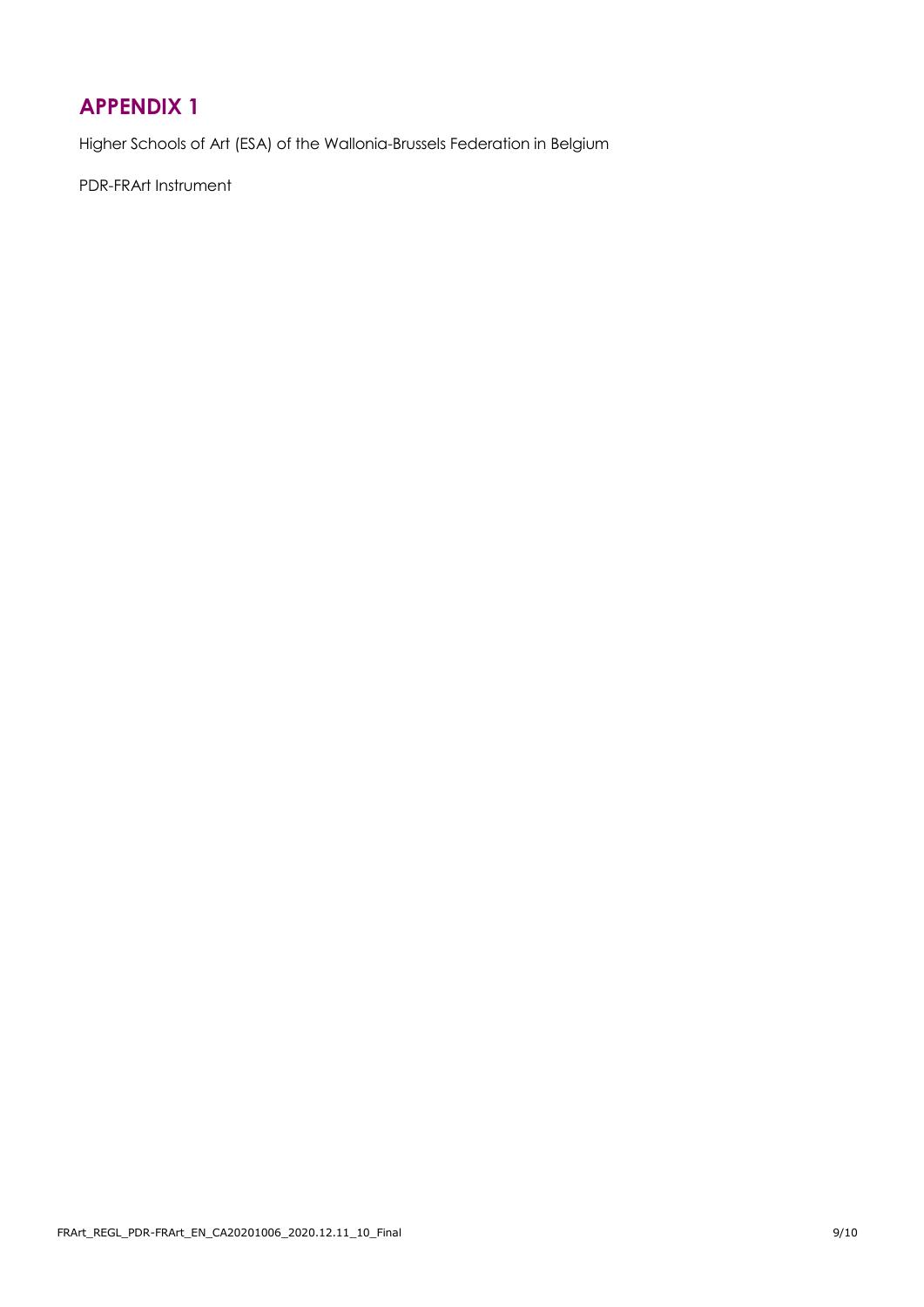# APPENDIX 1

Higher Schools of Art (ESA) of the Wallonia-Brussels Federation in Belgium

PDR-FRArt Instrument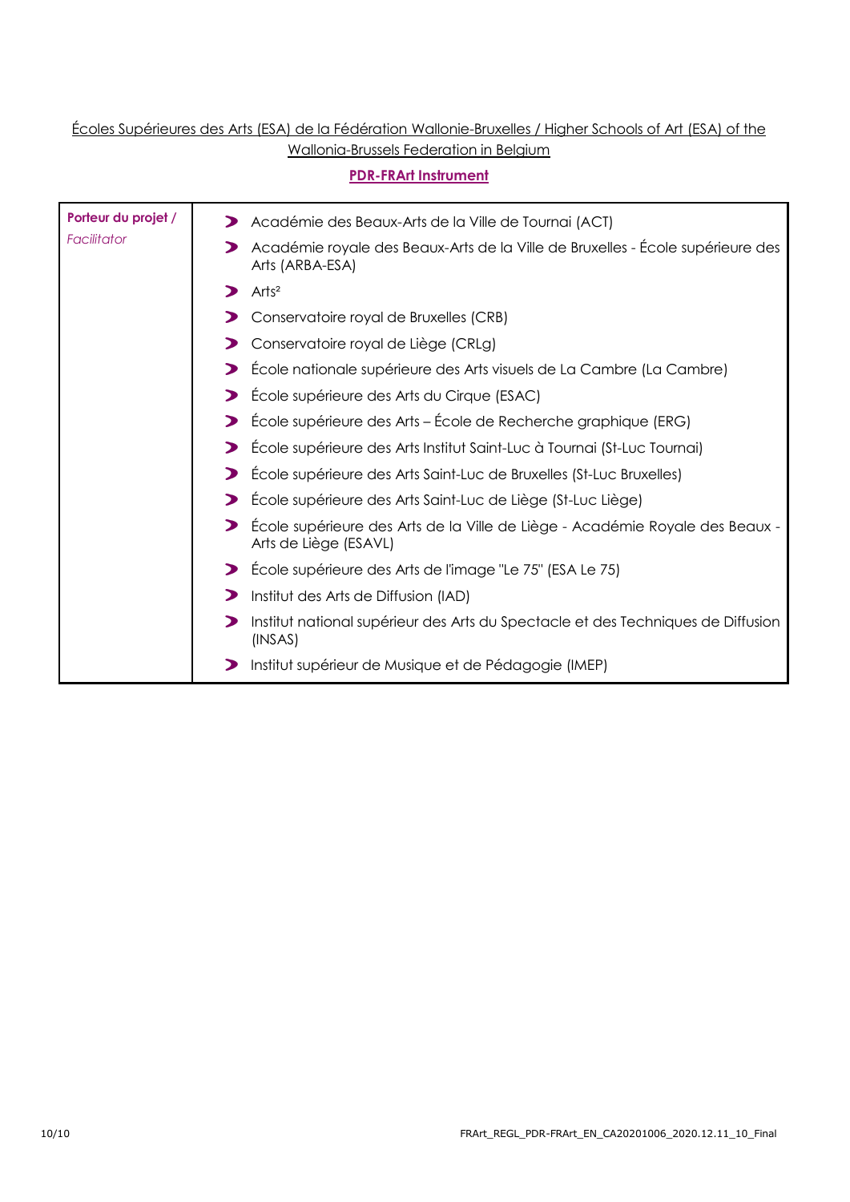Écoles Supérieures des Arts (ESA) de la Fédération Wallonie-Bruxelles / Higher Schools of Art (ESA) of the Wallonia-Brussels Federation in Belgium

**PDR-FRArt Instrument**

| | |
|---|---|
| **Porteur du projet /** *Facilitator* | • Académie des Beaux-Arts de la Ville de Tournai (ACT)<br>• Académie royale des Beaux-Arts de la Ville de Bruxelles - École supérieure des Arts (ARBA-ESA)<br>• Arts²<br>• Conservatoire royal de Bruxelles (CRB)<br>• Conservatoire royal de Liège (CRLg)<br>• École nationale supérieure des Arts visuels de La Cambre (La Cambre)<br>• École supérieure des Arts du Cirque (ESAC)<br>• École supérieure des Arts – École de Recherche graphique (ERG)<br>• École supérieure des Arts Institut Saint-Luc à Tournai (St-Luc Tournai)<br>• École supérieure des Arts Saint-Luc de Bruxelles (St-Luc Bruxelles)<br>• École supérieure des Arts Saint-Luc de Liège (St-Luc Liège)<br>• École supérieure des Arts de la Ville de Liège - Académie Royale des Beaux - Arts de Liège (ESAVL)<br>• École supérieure des Arts de l'image "Le 75" (ESA Le 75)<br>• Institut des Arts de Diffusion (IAD)<br>• Institut national supérieur des Arts du Spectacle et des Techniques de Diffusion (INSAS)<br>• Institut supérieur de Musique et de Pédagogie (IMEP) |